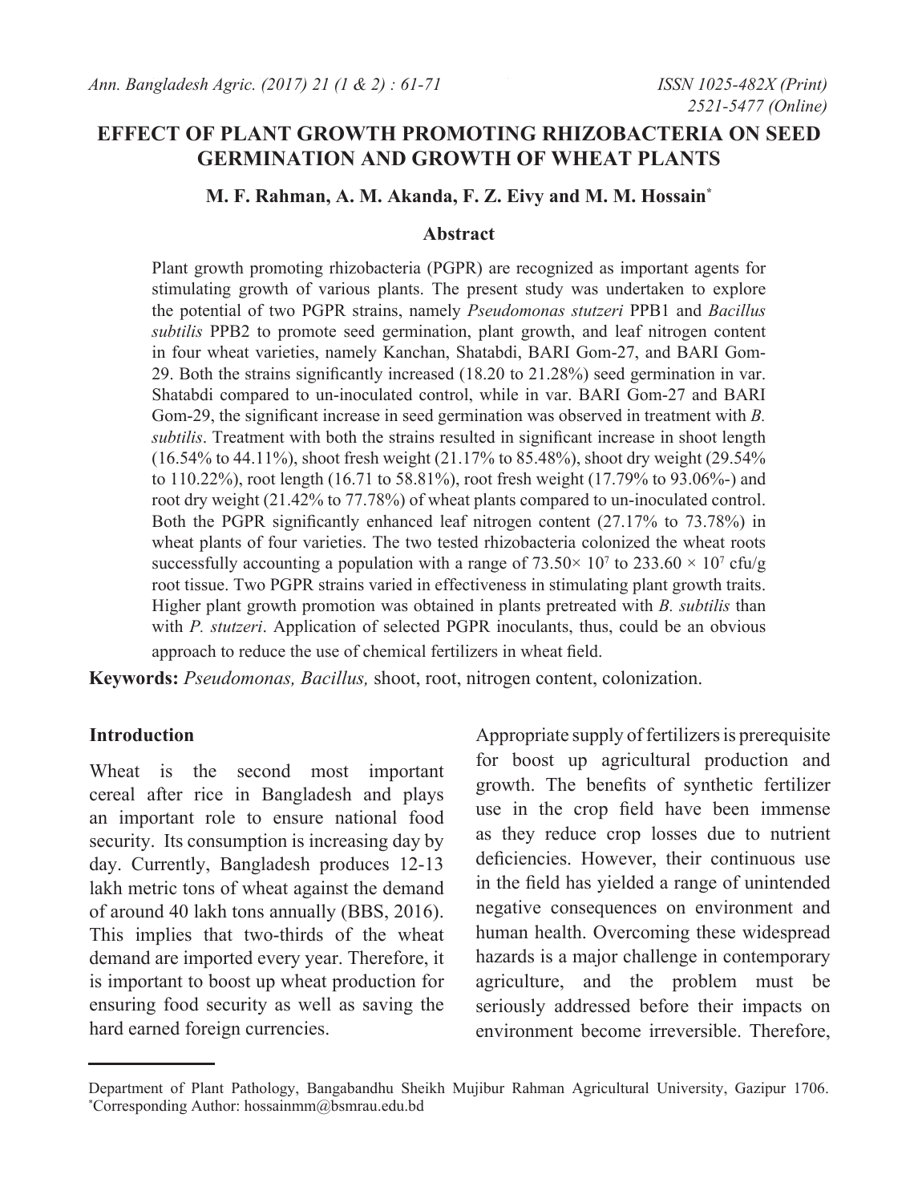# EFFECT OF PLANT GROWTH PROMOTING RHIZOBACTERIA ON SEED GERMINATION AND GROWTH OF WHEAT PLANTS

**M. F. Rahman, A. M. Akanda, F. Z. Eivy and M. M. Hossain***

## Abstract

Plant growth promoting rhizobacteria (PGPR) are recognized as important agents for stimulating growth of various plants. The present study was undertaken to explore the potential of two PGPR strains, namely *Pseudomonas stutzeri* PPB1 and *Bacillus subtilis* PPB2 to promote seed germination, plant growth, and leaf nitrogen content in four wheat varieties, namely Kanchan, Shatabdi, BARI Gom-27, and BARI Gom-29. Both the strains significantly increased (18.20 to 21.28%) seed germination in var. Shatabdi compared to un-inoculated control, while in var. BARI Gom-27 and BARI Gom-29, the significant increase in seed germination was observed in treatment with *B. subtilis*. Treatment with both the strains resulted in significant increase in shoot length (16.54% to 44.11%), shoot fresh weight (21.17% to 85.48%), shoot dry weight (29.54% to 110.22%), root length (16.71 to 58.81%), root fresh weight (17.79% to 93.06%-) and root dry weight (21.42% to 77.78%) of wheat plants compared to un-inoculated control. Both the PGPR significantly enhanced leaf nitrogen content (27.17% to 73.78%) in wheat plants of four varieties. The two tested rhizobacteria colonized the wheat roots successfully accounting a population with a range of $73.50 \times 10^7$ to $233.60 \times 10^7$ cfu/g root tissue. Two PGPR strains varied in effectiveness in stimulating plant growth traits. Higher plant growth promotion was obtained in plants pretreated with *B. subtilis* than with *P. stutzeri*. Application of selected PGPR inoculants, thus, could be an obvious approach to reduce the use of chemical fertilizers in wheat field.

**Keywords:** *Pseudomonas, Bacillus,* shoot, root, nitrogen content, colonization.

## Introduction

Wheat is the second most important cereal after rice in Bangladesh and plays an important role to ensure national food security. Its consumption is increasing day by day. Currently, Bangladesh produces 12-13 lakh metric tons of wheat against the demand of around 40 lakh tons annually (BBS, 2016). This implies that two-thirds of the wheat demand are imported every year. Therefore, it is important to boost up wheat production for ensuring food security as well as saving the hard earned foreign currencies.

Appropriate supply of fertilizers is prerequisite for boost up agricultural production and growth. The benefits of synthetic fertilizer use in the crop field have been immense as they reduce crop losses due to nutrient deficiencies. However, their continuous use in the field has yielded a range of unintended negative consequences on environment and human health. Overcoming these widespread hazards is a major challenge in contemporary agriculture, and the problem must be seriously addressed before their impacts on environment become irreversible. Therefore,

---

Department of Plant Pathology, Bangabandhu Sheikh Mujibur Rahman Agricultural University, Gazipur 1706. *Corresponding Author: hossainmm@bsmrau.edu.bd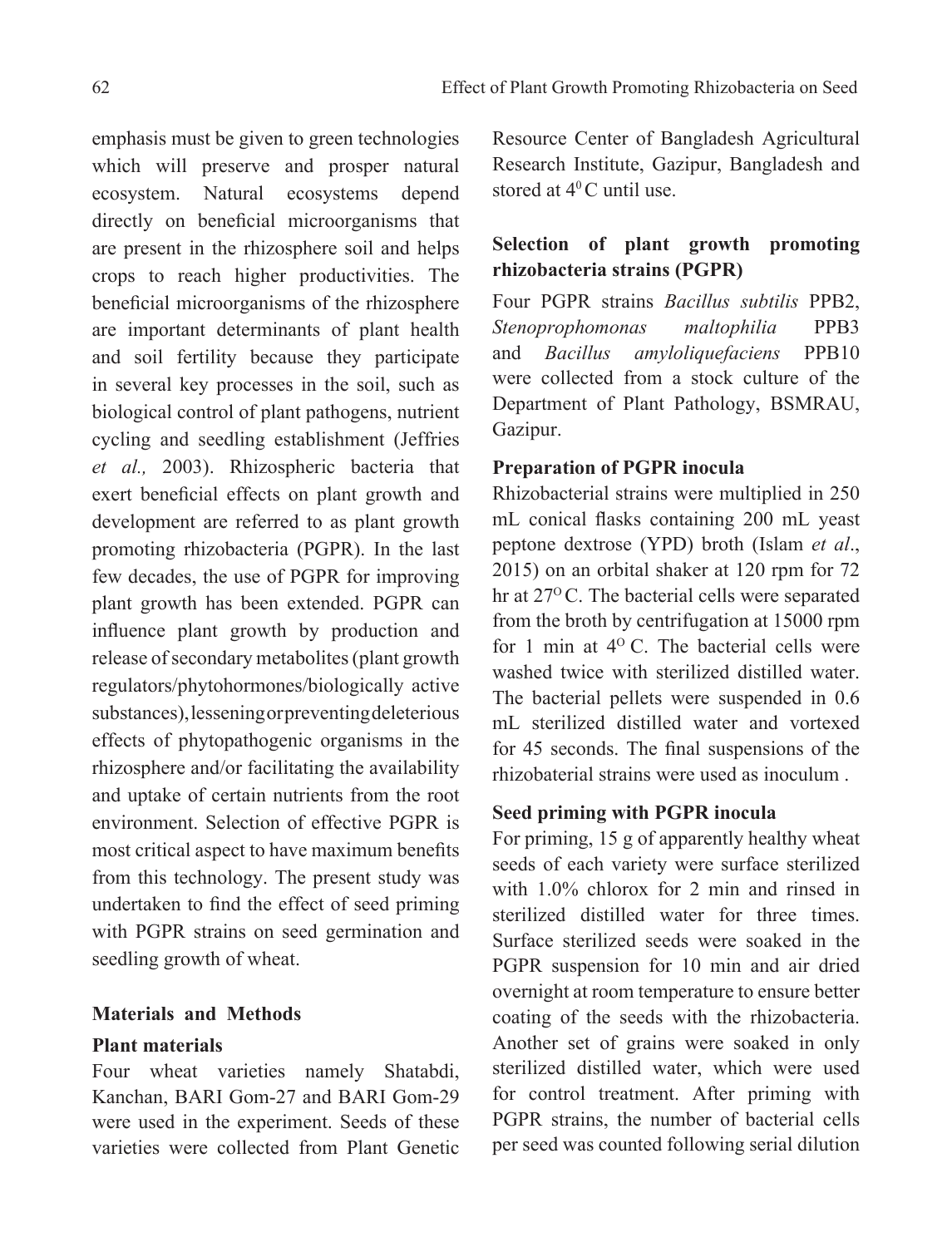emphasis must be given to green technologies which will preserve and prosper natural ecosystem. Natural ecosystems depend directly on beneficial microorganisms that are present in the rhizosphere soil and helps crops to reach higher productivities. The beneficial microorganisms of the rhizosphere are important determinants of plant health and soil fertility because they participate in several key processes in the soil, such as biological control of plant pathogens, nutrient cycling and seedling establishment (Jeffries *et al.,* 2003). Rhizospheric bacteria that exert beneficial effects on plant growth and development are referred to as plant growth promoting rhizobacteria (PGPR). In the last few decades, the use of PGPR for improving plant growth has been extended. PGPR can influence plant growth by production and release of secondary metabolites (plant growth regulators/phytohormones/biologically active substances), lessening or preventing deleterious effects of phytopathogenic organisms in the rhizosphere and/or facilitating the availability and uptake of certain nutrients from the root environment. Selection of effective PGPR is most critical aspect to have maximum benefits from this technology. The present study was undertaken to find the effect of seed priming with PGPR strains on seed germination and seedling growth of wheat.

## Materials and Methods

### Plant materials

Four wheat varieties namely Shatabdi, Kanchan, BARI Gom-27 and BARI Gom-29 were used in the experiment. Seeds of these varieties were collected from Plant Genetic Resource Center of Bangladesh Agricultural Research Institute, Gazipur, Bangladesh and stored at $4^0$ C until use.

### Selection of plant growth promoting rhizobacteria strains (PGPR)

Four PGPR strains *Bacillus subtilis* PPB2, *Stenoprophomonas maltophilia* PPB3 and *Bacillus amyloliquefaciens* PPB10 were collected from a stock culture of the Department of Plant Pathology, BSMRAU, Gazipur.

### Preparation of PGPR inocula

Rhizobacterial strains were multiplied in 250 mL conical flasks containing 200 mL yeast peptone dextrose (YPD) broth (Islam *et al*., 2015) on an orbital shaker at 120 rpm for 72 hr at $27^O$ C. The bacterial cells were separated from the broth by centrifugation at 15000 rpm for 1 min at $4^O$ C. The bacterial cells were washed twice with sterilized distilled water. The bacterial pellets were suspended in 0.6 mL sterilized distilled water and vortexed for 45 seconds. The final suspensions of the rhizobaterial strains were used as inoculum .

### Seed priming with PGPR inocula

For priming, 15 g of apparently healthy wheat seeds of each variety were surface sterilized with 1.0% chlorox for 2 min and rinsed in sterilized distilled water for three times. Surface sterilized seeds were soaked in the PGPR suspension for 10 min and air dried overnight at room temperature to ensure better coating of the seeds with the rhizobacteria. Another set of grains were soaked in only sterilized distilled water, which were used for control treatment. After priming with PGPR strains, the number of bacterial cells per seed was counted following serial dilution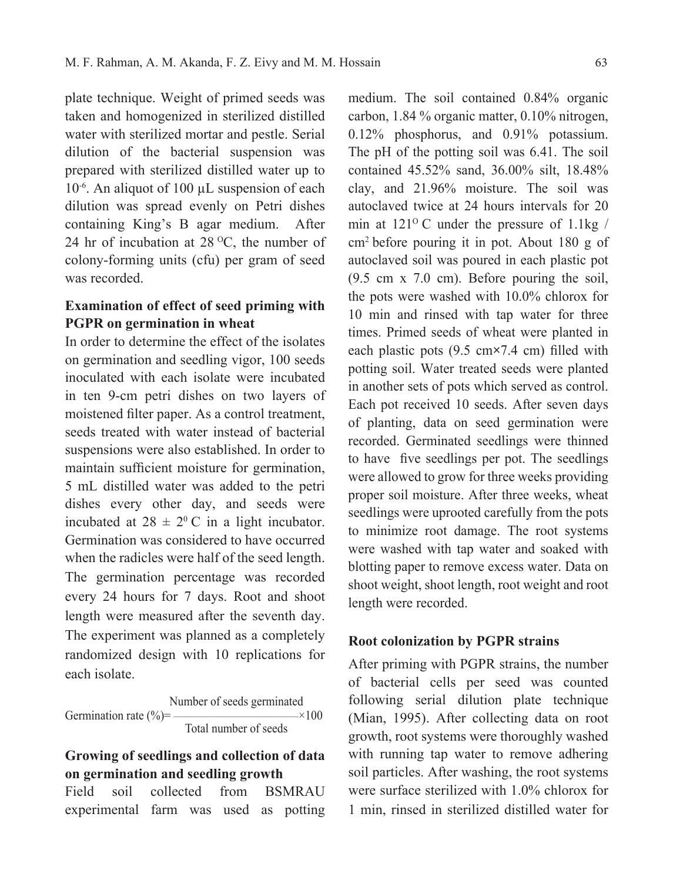plate technique. Weight of primed seeds was taken and homogenized in sterilized distilled water with sterilized mortar and pestle. Serial dilution of the bacterial suspension was prepared with sterilized distilled water up to $10^{-6}$. An aliquot of 100 µL suspension of each dilution was spread evenly on Petri dishes containing King's B agar medium. After 24 hr of incubation at 28 $^{O}$C, the number of colony-forming units (cfu) per gram of seed was recorded.

**Examination of effect of seed priming with PGPR on germination in wheat**

In order to determine the effect of the isolates on germination and seedling vigor, 100 seeds inoculated with each isolate were incubated in ten 9-cm petri dishes on two layers of moistened filter paper. As a control treatment, seeds treated with water instead of bacterial suspensions were also established. In order to maintain sufficient moisture for germination, 5 mL distilled water was added to the petri dishes every other day, and seeds were incubated at 28 ± $2^{0}$ C in a light incubator. Germination was considered to have occurred when the radicles were half of the seed length. The germination percentage was recorded every 24 hours for 7 days. Root and shoot length were measured after the seventh day. The experiment was planned as a completely randomized design with 10 replications for each isolate.

$$\text{Germination rate (\%)} = \frac{\text{Number of seeds germinated}}{\text{Total number of seeds}} \times 100$$

**Growing of seedlings and collection of data on germination and seedling growth**

Field soil collected from BSMRAU experimental farm was used as potting medium. The soil contained 0.84% organic carbon, 1.84 % organic matter, 0.10% nitrogen, 0.12% phosphorus, and 0.91% potassium. The pH of the potting soil was 6.41. The soil contained 45.52% sand, 36.00% silt, 18.48% clay, and 21.96% moisture. The soil was autoclaved twice at 24 hours intervals for 20 min at 121$^{O}$ C under the pressure of 1.1kg / $cm^2$ before pouring it in pot. About 180 g of autoclaved soil was poured in each plastic pot (9.5 cm x 7.0 cm). Before pouring the soil, the pots were washed with 10.0% chlorox for 10 min and rinsed with tap water for three times. Primed seeds of wheat were planted in each plastic pots (9.5 cm×7.4 cm) filled with potting soil. Water treated seeds were planted in another sets of pots which served as control. Each pot received 10 seeds. After seven days of planting, data on seed germination were recorded. Germinated seedlings were thinned to have five seedlings per pot. The seedlings were allowed to grow for three weeks providing proper soil moisture. After three weeks, wheat seedlings were uprooted carefully from the pots to minimize root damage. The root systems were washed with tap water and soaked with blotting paper to remove excess water. Data on shoot weight, shoot length, root weight and root length were recorded.

**Root colonization by PGPR strains**

After priming with PGPR strains, the number of bacterial cells per seed was counted following serial dilution plate technique (Mian, 1995). After collecting data on root growth, root systems were thoroughly washed with running tap water to remove adhering soil particles. After washing, the root systems were surface sterilized with 1.0% chlorox for 1 min, rinsed in sterilized distilled water for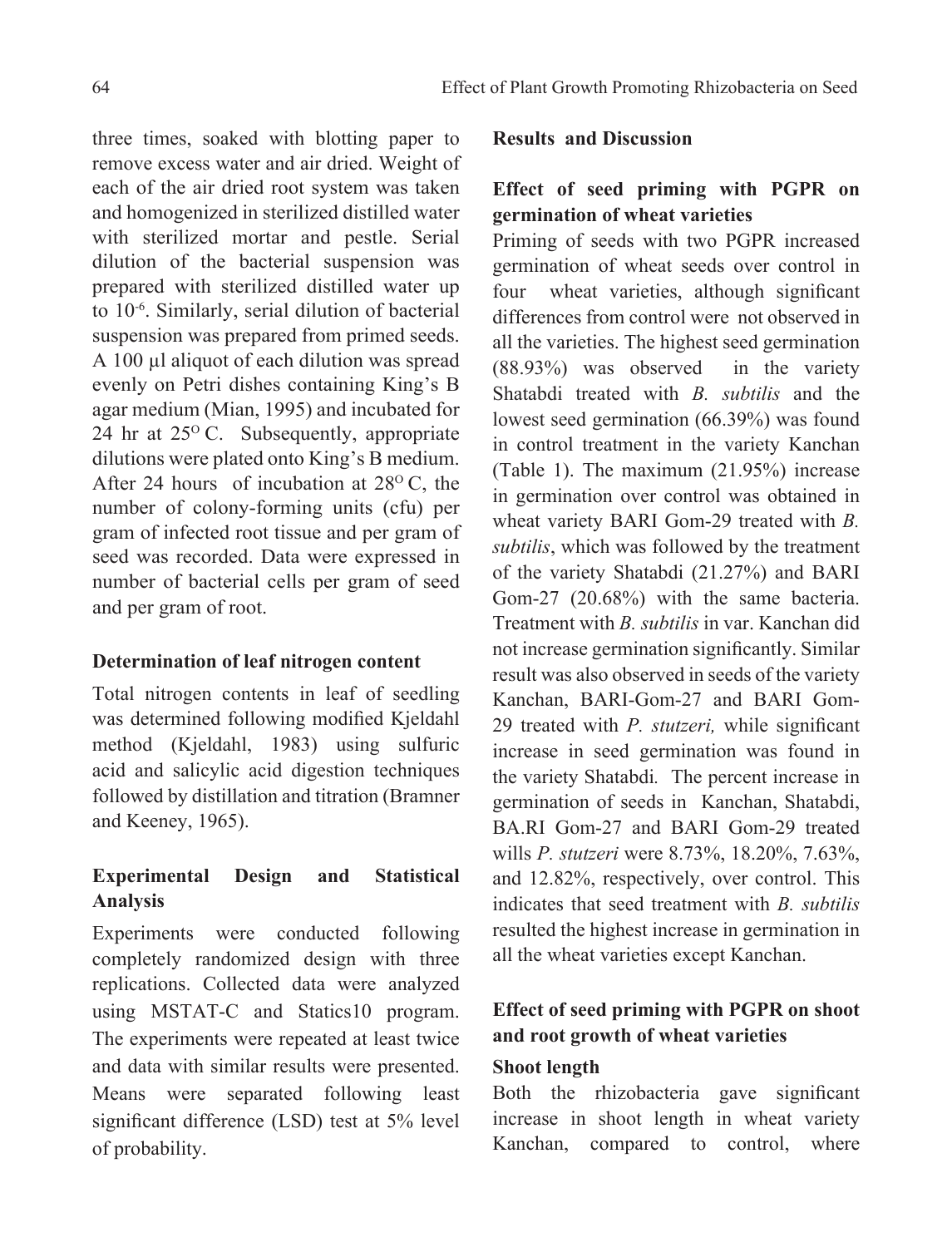three times, soaked with blotting paper to remove excess water and air dried. Weight of each of the air dried root system was taken and homogenized in sterilized distilled water with sterilized mortar and pestle. Serial dilution of the bacterial suspension was prepared with sterilized distilled water up to $10^{-6}$. Similarly, serial dilution of bacterial suspension was prepared from primed seeds. A 100 µl aliquot of each dilution was spread evenly on Petri dishes containing King's B agar medium (Mian, 1995) and incubated for 24 hr at $25^{O}$ C. Subsequently, appropriate dilutions were plated onto King's B medium. After 24 hours of incubation at $28^{O}$ C, the number of colony-forming units (cfu) per gram of infected root tissue and per gram of seed was recorded. Data were expressed in number of bacterial cells per gram of seed and per gram of root.

### Determination of leaf nitrogen content

Total nitrogen contents in leaf of seedling was determined following modified Kjeldahl method (Kjeldahl, 1983) using sulfuric acid and salicylic acid digestion techniques followed by distillation and titration (Bramner and Keeney, 1965).

### Experimental Design and Statistical Analysis

Experiments were conducted following completely randomized design with three replications. Collected data were analyzed using MSTAT-C and Statics10 program. The experiments were repeated at least twice and data with similar results were presented. Means were separated following least significant difference (LSD) test at 5% level of probability.

## Results and Discussion

### Effect of seed priming with PGPR on germination of wheat varieties

Priming of seeds with two PGPR increased germination of wheat seeds over control in four wheat varieties, although significant differences from control were not observed in all the varieties. The highest seed germination (88.93%) was observed in the variety Shatabdi treated with *B. subtilis* and the lowest seed germination (66.39%) was found in control treatment in the variety Kanchan (Table 1). The maximum (21.95%) increase in germination over control was obtained in wheat variety BARI Gom-29 treated with *B. subtilis*, which was followed by the treatment of the variety Shatabdi (21.27%) and BARI Gom-27 (20.68%) with the same bacteria. Treatment with *B. subtilis* in var. Kanchan did not increase germination significantly. Similar result was also observed in seeds of the variety Kanchan, BARI-Gom-27 and BARI Gom-29 treated with *P. stutzeri,* while significant increase in seed germination was found in the variety Shatabdi. The percent increase in germination of seeds in Kanchan, Shatabdi, BA.RI Gom-27 and BARI Gom-29 treated wills *P. stutzeri* were 8.73%, 18.20%, 7.63%, and 12.82%, respectively, over control. This indicates that seed treatment with *B. subtilis* resulted the highest increase in germination in all the wheat varieties except Kanchan.

### Effect of seed priming with PGPR on shoot and root growth of wheat varieties

#### Shoot length

Both the rhizobacteria gave significant increase in shoot length in wheat variety Kanchan, compared to control, where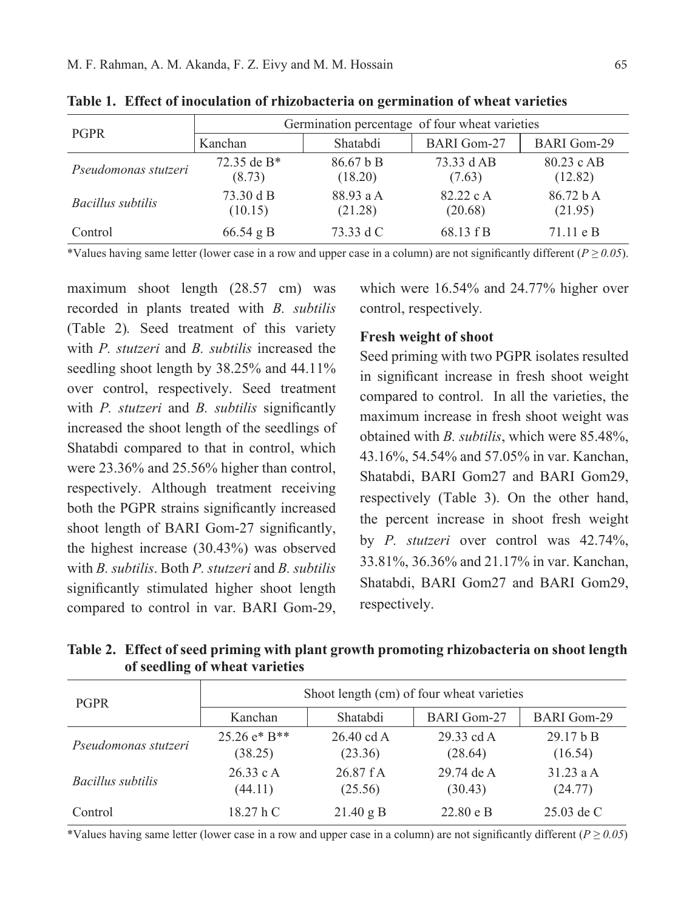**Table 1. Effect of inoculation of rhizobacteria on germination of wheat varieties**

| PGPR | Germination percentage of four wheat varieties | | | |
|---|---|---|---|---|
| | Kanchan | Shatabdi | BARI Gom-27 | BARI Gom-29 |
| *Pseudomonas stutzeri* | 72.35 de B* (8.73) | 86.67 b B (18.20) | 73.33 d AB (7.63) | 80.23 c AB (12.82) |
| *Bacillus subtilis* | 73.30 d B (10.15) | 88.93 a A (21.28) | 82.22 c A (20.68) | 86.72 b A (21.95) |
| Control | 66.54 g B | 73.33 d C | 68.13 f B | 71.11 e B |

*Values having same letter (lower case in a row and upper case in a column) are not significantly different ($P \geq 0.05$).

maximum shoot length (28.57 cm) was recorded in plants treated with *B. subtilis* (Table 2). Seed treatment of this variety with *P. stutzeri* and *B. subtilis* increased the seedling shoot length by 38.25% and 44.11% over control, respectively. Seed treatment with *P. stutzeri* and *B. subtilis* significantly increased the shoot length of the seedlings of Shatabdi compared to that in control, which were 23.36% and 25.56% higher than control, respectively. Although treatment receiving both the PGPR strains significantly increased shoot length of BARI Gom-27 significantly, the highest increase (30.43%) was observed with *B. subtilis*. Both *P. stutzeri* and *B. subtilis* significantly stimulated higher shoot length compared to control in var. BARI Gom-29, which were 16.54% and 24.77% higher over control, respectively.

**Fresh weight of shoot**

Seed priming with two PGPR isolates resulted in significant increase in fresh shoot weight compared to control. In all the varieties, the maximum increase in fresh shoot weight was obtained with *B. subtilis*, which were 85.48%, 43.16%, 54.54% and 57.05% in var. Kanchan, Shatabdi, BARI Gom27 and BARI Gom29, respectively (Table 3). On the other hand, the percent increase in shoot fresh weight by *P. stutzeri* over control was 42.74%, 33.81%, 36.36% and 21.17% in var. Kanchan, Shatabdi, BARI Gom27 and BARI Gom29, respectively.

**Table 2. Effect of seed priming with plant growth promoting rhizobacteria on shoot length of seedling of wheat varieties**

| PGPR | Shoot length (cm) of four wheat varieties | | | |
|---|---|---|---|---|
| | Kanchan | Shatabdi | BARI Gom-27 | BARI Gom-29 |
| *Pseudomonas stutzeri* | 25.26 e* B** (38.25) | 26.40 cd A (23.36) | 29.33 cd A (28.64) | 29.17 b B (16.54) |
| *Bacillus subtilis* | 26.33 c A (44.11) | 26.87 f A (25.56) | 29.74 de A (30.43) | 31.23 a A (24.77) |
| Control | 18.27 h C | 21.40 g B | 22.80 e B | 25.03 de C |

*Values having same letter (lower case in a row and upper case in a column) are not significantly different ($P \geq 0.05$)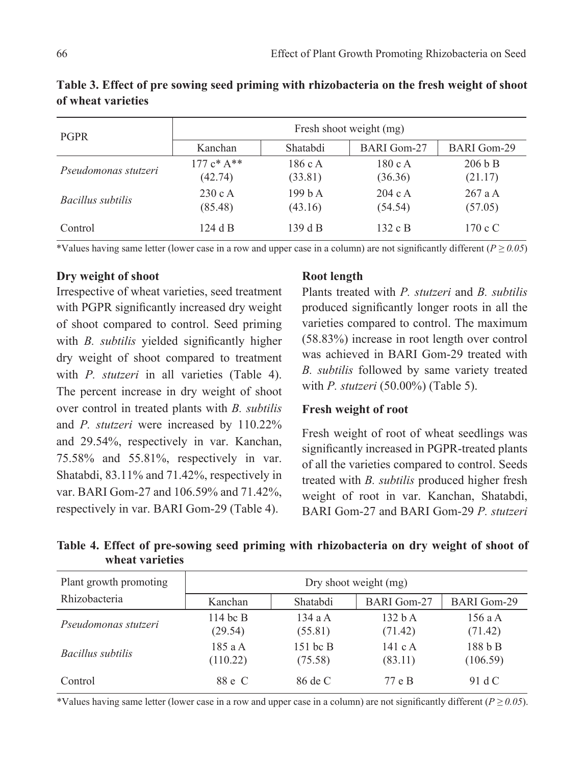**Table 3. Effect of pre sowing seed priming with rhizobacteria on the fresh weight of shoot of wheat varieties**

| PGPR | Fresh shoot weight (mg) | | | |
|---|---|---|---|---|
| | Kanchan | Shatabdi | BARI Gom-27 | BARI Gom-29 |
| *Pseudomonas stutzeri* | 177 c* A** (42.74) | 186 c A (33.81) | 180 c A (36.36) | 206 b B (21.17) |
| *Bacillus subtilis* | 230 c A (85.48) | 199 b A (43.16) | 204 c A (54.54) | 267 a A (57.05) |
| Control | 124 d B | 139 d B | 132 c B | 170 c C |

*Values having same letter (lower case in a row and upper case in a column) are not significantly different ($P \geq 0.05$)

**Dry weight of shoot**

Irrespective of wheat varieties, seed treatment with PGPR significantly increased dry weight of shoot compared to control. Seed priming with *B. subtilis* yielded significantly higher dry weight of shoot compared to treatment with *P. stutzeri* in all varieties (Table 4). The percent increase in dry weight of shoot over control in treated plants with *B. subtilis* and *P. stutzeri* were increased by 110.22% and 29.54%, respectively in var. Kanchan, 75.58% and 55.81%, respectively in var. Shatabdi, 83.11% and 71.42%, respectively in var. BARI Gom-27 and 106.59% and 71.42%, respectively in var. BARI Gom-29 (Table 4).

**Root length**

Plants treated with *P. stutzeri* and *B. subtilis* produced significantly longer roots in all the varieties compared to control. The maximum (58.83%) increase in root length over control was achieved in BARI Gom-29 treated with *B. subtilis* followed by same variety treated with *P. stutzeri* (50.00%) (Table 5).

**Fresh weight of root**

Fresh weight of root of wheat seedlings was significantly increased in PGPR-treated plants of all the varieties compared to control. Seeds treated with *B. subtilis* produced higher fresh weight of root in var. Kanchan, Shatabdi, BARI Gom-27 and BARI Gom-29 *P. stutzeri*

**Table 4. Effect of pre-sowing seed priming with rhizobacteria on dry weight of shoot of wheat varieties**

| Plant growth promoting Rhizobacteria | Dry shoot weight (mg) | | | |
|---|---|---|---|---|
| | Kanchan | Shatabdi | BARI Gom-27 | BARI Gom-29 |
| *Pseudomonas stutzeri* | 114 bc B (29.54) | 134 a A (55.81) | 132 b A (71.42) | 156 a A (71.42) |
| *Bacillus subtilis* | 185 a A (110.22) | 151 bc B (75.58) | 141 c A (83.11) | 188 b B (106.59) |
| Control | 88 e C | 86 de C | 77 e B | 91 d C |

*Values having same letter (lower case in a row and upper case in a column) are not significantly different ($P \geq 0.05$).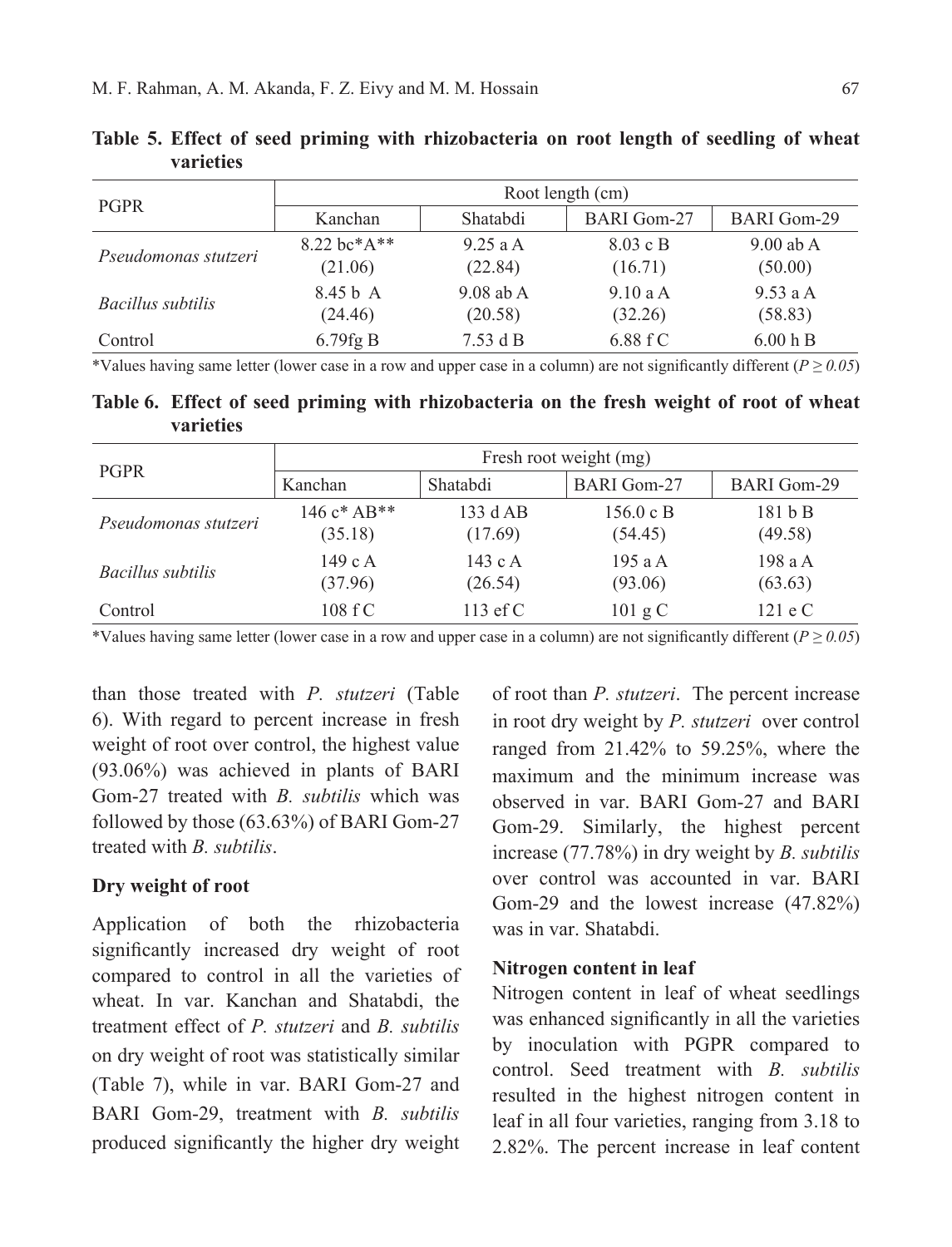**Table 5. Effect of seed priming with rhizobacteria on root length of seedling of wheat varieties**

| PGPR | Root length (cm) | | | |
|---|---|---|---|---|
| | Kanchan | Shatabdi | BARI Gom-27 | BARI Gom-29 |
| *Pseudomonas stutzeri* | 8.22 bc*A** (21.06) | 9.25 a A (22.84) | 8.03 c B (16.71) | 9.00 ab A (50.00) |
| *Bacillus subtilis* | 8.45 b A (24.46) | 9.08 ab A (20.58) | 9.10 a A (32.26) | 9.53 a A (58.83) |
| Control | 6.79fg B | 7.53 d B | 6.88 f C | 6.00 h B |

*Values having same letter (lower case in a row and upper case in a column) are not significantly different ($P \geq 0.05$)

**Table 6. Effect of seed priming with rhizobacteria on the fresh weight of root of wheat varieties**

| PGPR | Fresh root weight (mg) | | | |
|---|---|---|---|---|
| | Kanchan | Shatabdi | BARI Gom-27 | BARI Gom-29 |
| *Pseudomonas stutzeri* | 146 c* AB** (35.18) | 133 d AB (17.69) | 156.0 c B (54.45) | 181 b B (49.58) |
| *Bacillus subtilis* | 149 c A (37.96) | 143 c A (26.54) | 195 a A (93.06) | 198 a A (63.63) |
| Control | 108 f C | 113 ef C | 101 g C | 121 e C |

*Values having same letter (lower case in a row and upper case in a column) are not significantly different ($P \geq 0.05$)

than those treated with *P. stutzeri* (Table 6). With regard to percent increase in fresh weight of root over control, the highest value (93.06%) was achieved in plants of BARI Gom-27 treated with *B. subtilis* which was followed by those (63.63%) of BARI Gom-27 treated with *B. subtilis*.

### Dry weight of root

Application of both the rhizobacteria significantly increased dry weight of root compared to control in all the varieties of wheat. In var. Kanchan and Shatabdi, the treatment effect of *P. stutzeri* and *B. subtilis* on dry weight of root was statistically similar (Table 7), while in var. BARI Gom-27 and BARI Gom-29, treatment with *B. subtilis* produced significantly the higher dry weight of root than *P. stutzeri*. The percent increase in root dry weight by *P. stutzeri* over control ranged from 21.42% to 59.25%, where the maximum and the minimum increase was observed in var. BARI Gom-27 and BARI Gom-29. Similarly, the highest percent increase (77.78%) in dry weight by *B. subtilis* over control was accounted in var. BARI Gom-29 and the lowest increase (47.82%) was in var. Shatabdi.

### Nitrogen content in leaf

Nitrogen content in leaf of wheat seedlings was enhanced significantly in all the varieties by inoculation with PGPR compared to control. Seed treatment with *B. subtilis* resulted in the highest nitrogen content in leaf in all four varieties, ranging from 3.18 to 2.82%. The percent increase in leaf content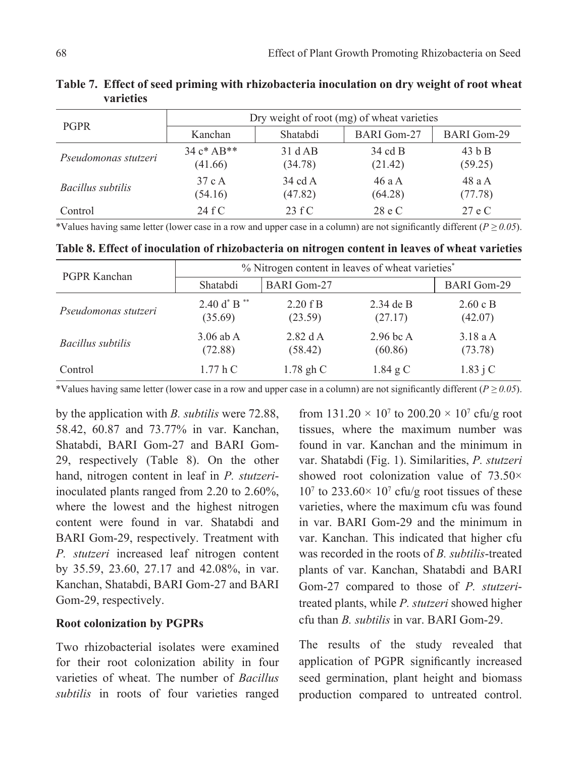**Table 7. Effect of seed priming with rhizobacteria inoculation on dry weight of root wheat varieties**

| PGPR | Dry weight of root (mg) of wheat varieties | | | |
|---|---|---|---|---|
| | Kanchan | Shatabdi | BARI Gom-27 | BARI Gom-29 |
| *Pseudomonas stutzeri* | 34 c* AB** (41.66) | 31 d AB (34.78) | 34 cd B (21.42) | 43 b B (59.25) |
| *Bacillus subtilis* | 37 c A (54.16) | 34 cd A (47.82) | 46 a A (64.28) | 48 a A (77.78) |
| Control | 24 f C | 23 f C | 28 e C | 27 e C |

*Values having same letter (lower case in a row and upper case in a column) are not significantly different ($P \geq 0.05$).

**Table 8. Effect of inoculation of rhizobacteria on nitrogen content in leaves of wheat varieties**

| PGPR Kanchan | % Nitrogen content in leaves of wheat varieties* | | | |
|---|---|---|---|---|
| | Shatabdi | BARI Gom-27 | | BARI Gom-29 |
| *Pseudomonas stutzeri* | 2.40 d* B ** (35.69) | 2.20 f B (23.59) | 2.34 de B (27.17) | 2.60 c B (42.07) |
| *Bacillus subtilis* | 3.06 ab A (72.88) | 2.82 d A (58.42) | 2.96 bc A (60.86) | 3.18 a A (73.78) |
| Control | 1.77 h C | 1.78 gh C | 1.84 g C | 1.83 j C |

*Values having same letter (lower case in a row and upper case in a column) are not significantly different ($P \geq 0.05$).

by the application with *B. subtilis* were 72.88, 58.42, 60.87 and 73.77% in var. Kanchan, Shatabdi, BARI Gom-27 and BARI Gom-29, respectively (Table 8). On the other hand, nitrogen content in leaf in *P. stutzeri*-inoculated plants ranged from 2.20 to 2.60%, where the lowest and the highest nitrogen content were found in var. Shatabdi and BARI Gom-29, respectively. Treatment with *P. stutzeri* increased leaf nitrogen content by 35.59, 23.60, 27.17 and 42.08%, in var. Kanchan, Shatabdi, BARI Gom-27 and BARI Gom-29, respectively.

**Root colonization by PGPRs**

Two rhizobacterial isolates were examined for their root colonization ability in four varieties of wheat. The number of *Bacillus subtilis* in roots of four varieties ranged from $131.20 \times 10^7$ to $200.20 \times 10^7$ cfu/g root tissues, where the maximum number was found in var. Kanchan and the minimum in var. Shatabdi (Fig. 1). Similarities, *P. stutzeri* showed root colonization value of $73.50 \times 10^7$ to $233.60 \times 10^7$ cfu/g root tissues of these varieties, where the maximum cfu was found in var. BARI Gom-29 and the minimum in var. Kanchan. This indicated that higher cfu was recorded in the roots of *B. subtilis*-treated plants of var. Kanchan, Shatabdi and BARI Gom-27 compared to those of *P. stutzeri*-treated plants, while *P. stutzeri* showed higher cfu than *B. subtilis* in var. BARI Gom-29.

The results of the study revealed that application of PGPR significantly increased seed germination, plant height and biomass production compared to untreated control.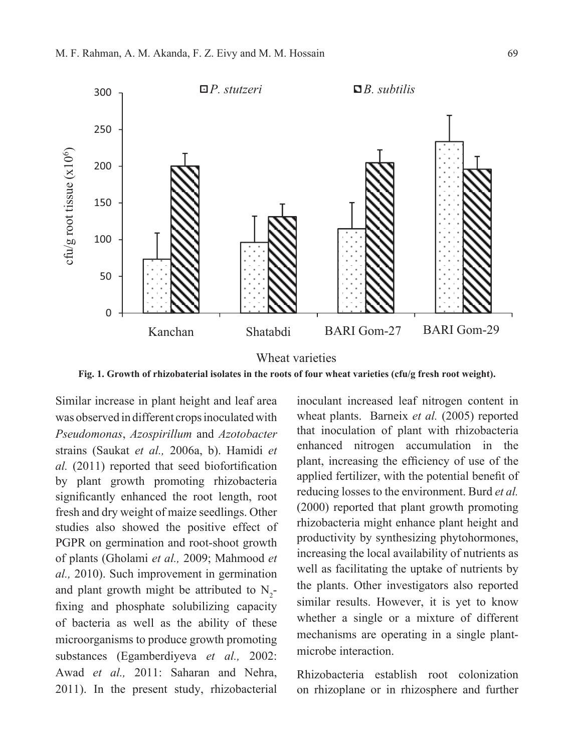Fig. 1. Growth of rhizobaterial isolates in the roots of four wheat varieties (cfu/g fresh root weight).

Similar increase in plant height and leaf area was observed in different crops inoculated with *Pseudomonas*, *Azospirillum* and *Azotobacter* strains (Saukat *et al.,* 2006a, b). Hamidi *et al.* (2011) reported that seed biofortification by plant growth promoting rhizobacteria significantly enhanced the root length, root fresh and dry weight of maize seedlings. Other studies also showed the positive effect of PGPR on germination and root-shoot growth of plants (Gholami *et al.,* 2009; Mahmood *et al.,* 2010). Such improvement in germination and plant growth might be attributed to $N_2$-fixing and phosphate solubilizing capacity of bacteria as well as the ability of these microorganisms to produce growth promoting substances (Egamberdiyeva *et al.,* 2002: Awad *et al.,* 2011: Saharan and Nehra, 2011). In the present study, rhizobacterial inoculant increased leaf nitrogen content in wheat plants. Barneix *et al.* (2005) reported that inoculation of plant with rhizobacteria enhanced nitrogen accumulation in the plant, increasing the efficiency of use of the applied fertilizer, with the potential benefit of reducing losses to the environment. Burd *et al.* (2000) reported that plant growth promoting rhizobacteria might enhance plant height and productivity by synthesizing phytohormones, increasing the local availability of nutrients as well as facilitating the uptake of nutrients by the plants. Other investigators also reported similar results. However, it is yet to know whether a single or a mixture of different mechanisms are operating in a single plant-microbe interaction.

Rhizobacteria establish root colonization on rhizoplane or in rhizosphere and further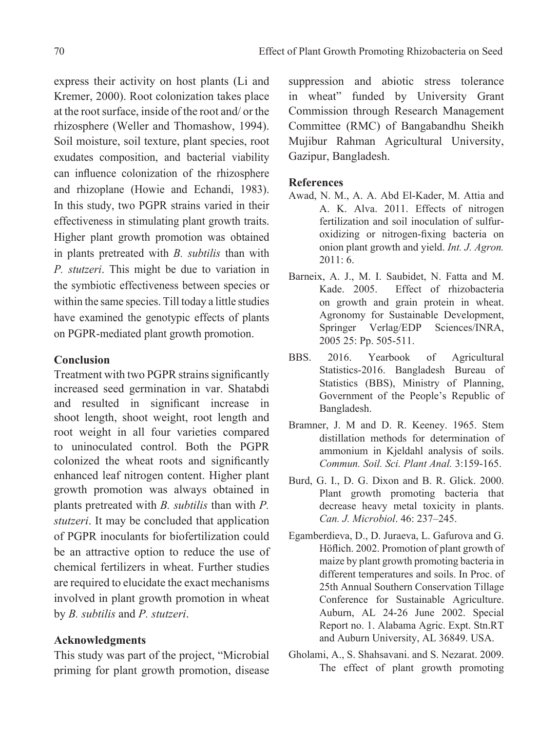express their activity on host plants (Li and Kremer, 2000). Root colonization takes place at the root surface, inside of the root and/ or the rhizosphere (Weller and Thomashow, 1994). Soil moisture, soil texture, plant species, root exudates composition, and bacterial viability can influence colonization of the rhizosphere and rhizoplane (Howie and Echandi, 1983). In this study, two PGPR strains varied in their effectiveness in stimulating plant growth traits. Higher plant growth promotion was obtained in plants pretreated with *B. subtilis* than with *P. stutzeri*. This might be due to variation in the symbiotic effectiveness between species or within the same species. Till today a little studies have examined the genotypic effects of plants on PGPR-mediated plant growth promotion.

## Conclusion

Treatment with two PGPR strains significantly increased seed germination in var. Shatabdi and resulted in significant increase in shoot length, shoot weight, root length and root weight in all four varieties compared to uninoculated control. Both the PGPR colonized the wheat roots and significantly enhanced leaf nitrogen content. Higher plant growth promotion was always obtained in plants pretreated with *B. subtilis* than with *P. stutzeri*. It may be concluded that application of PGPR inoculants for biofertilization could be an attractive option to reduce the use of chemical fertilizers in wheat. Further studies are required to elucidate the exact mechanisms involved in plant growth promotion in wheat by *B. subtilis* and *P. stutzeri*.

## Acknowledgments

This study was part of the project, "Microbial priming for plant growth promotion, disease suppression and abiotic stress tolerance in wheat" funded by University Grant Commission through Research Management Committee (RMC) of Bangabandhu Sheikh Mujibur Rahman Agricultural University, Gazipur, Bangladesh.

## References

Awad, N. M., A. A. Abd El-Kader, M. Attia and A. K. Alva. 2011. Effects of nitrogen fertilization and soil inoculation of sulfur-oxidizing or nitrogen-fixing bacteria on onion plant growth and yield. *Int. J. Agron.* 2011: 6.

Barneix, A. J., M. I. Saubidet, N. Fatta and M. Kade. 2005. Effect of rhizobacteria on growth and grain protein in wheat. Agronomy for Sustainable Development, Springer Verlag/EDP Sciences/INRA, 2005 25: Pp. 505-511.

BBS. 2016. Yearbook of Agricultural Statistics-2016. Bangladesh Bureau of Statistics (BBS), Ministry of Planning, Government of the People's Republic of Bangladesh.

Bramner, J. M and D. R. Keeney. 1965. Stem distillation methods for determination of ammonium in Kjeldahl analysis of soils. *Commun. Soil. Sci. Plant Anal.* 3:159-165.

Burd, G. I., D. G. Dixon and B. R. Glick. 2000. Plant growth promoting bacteria that decrease heavy metal toxicity in plants. *Can. J. Microbiol*. 46: 237–245.

Egamberdieva, D., D. Juraeva, L. Gafurova and G. Höflich. 2002. Promotion of plant growth of maize by plant growth promoting bacteria in different temperatures and soils. In Proc. of 25th Annual Southern Conservation Tillage Conference for Sustainable Agriculture. Auburn, AL 24-26 June 2002. Special Report no. 1. Alabama Agric. Expt. Stn.RT and Auburn University, AL 36849. USA.

Gholami, A., S. Shahsavani. and S. Nezarat. 2009. The effect of plant growth promoting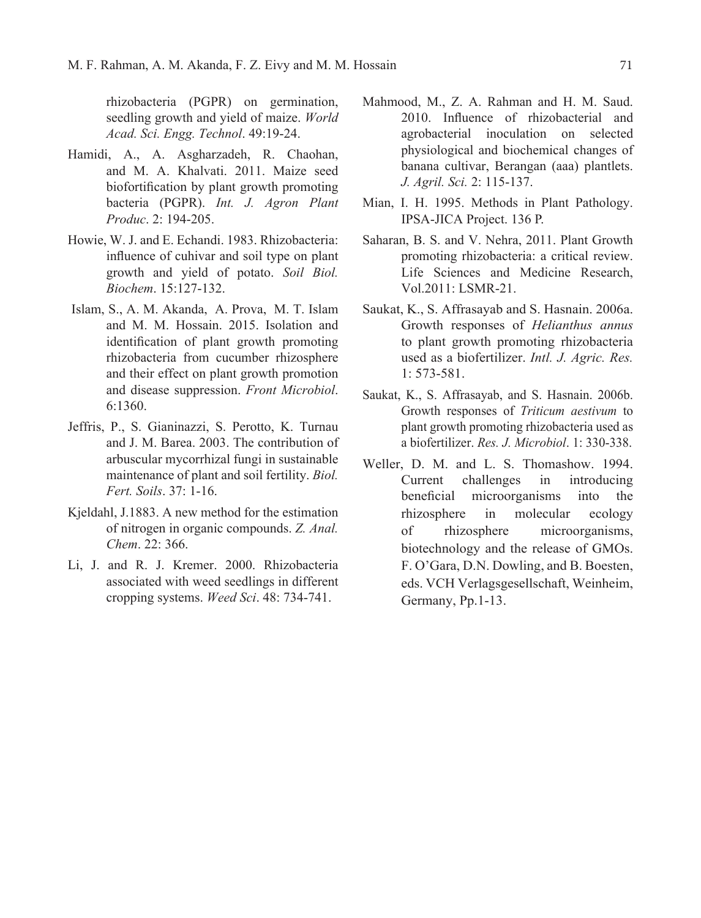rhizobacteria (PGPR) on germination, seedling growth and yield of maize. *World Acad. Sci. Engg. Technol*. 49:19-24.

Hamidi, A., A. Asgharzadeh, R. Chaohan, and M. A. Khalvati. 2011. Maize seed biofortification by plant growth promoting bacteria (PGPR). *Int. J. Agron Plant Produc*. 2: 194-205.

Howie, W. J. and E. Echandi. 1983. Rhizobacteria: influence of cuhivar and soil type on plant growth and yield of potato. *Soil Biol. Biochem*. 15:127-132.

Islam, S., A. M. Akanda, A. Prova, M. T. Islam and M. M. Hossain. 2015. Isolation and identification of plant growth promoting rhizobacteria from cucumber rhizosphere and their effect on plant growth promotion and disease suppression. *Front Microbiol*. 6:1360.

Jeffris, P., S. Gianinazzi, S. Perotto, K. Turnau and J. M. Barea. 2003. The contribution of arbuscular mycorrhizal fungi in sustainable maintenance of plant and soil fertility. *Biol. Fert. Soils*. 37: 1-16.

Kjeldahl, J.1883. A new method for the estimation of nitrogen in organic compounds. *Z. Anal. Chem*. 22: 366.

Li, J. and R. J. Kremer. 2000. Rhizobacteria associated with weed seedlings in different cropping systems. *Weed Sci*. 48: 734-741.

Mahmood, M., Z. A. Rahman and H. M. Saud. 2010. Influence of rhizobacterial and agrobacterial inoculation on selected physiological and biochemical changes of banana cultivar, Berangan (aaa) plantlets. *J. Agril. Sci.* 2: 115-137.

Mian, I. H. 1995. Methods in Plant Pathology. IPSA-JICA Project. 136 P.

Saharan, B. S. and V. Nehra, 2011. Plant Growth promoting rhizobacteria: a critical review. Life Sciences and Medicine Research, Vol.2011: LSMR-21.

Saukat, K., S. Affrasayab and S. Hasnain. 2006a. Growth responses of *Helianthus annus* to plant growth promoting rhizobacteria used as a biofertilizer. *Intl. J. Agric. Res.* 1: 573-581.

Saukat, K., S. Affrasayab, and S. Hasnain. 2006b. Growth responses of *Triticum aestivum* to plant growth promoting rhizobacteria used as a biofertilizer. *Res. J. Microbiol*. 1: 330-338.

Weller, D. M. and L. S. Thomashow. 1994. Current challenges in introducing beneficial microorganisms into the rhizosphere in molecular ecology of rhizosphere microorganisms, biotechnology and the release of GMOs. F. O'Gara, D.N. Dowling, and B. Boesten, eds. VCH Verlagsgesellschaft, Weinheim, Germany, Pp.1-13.